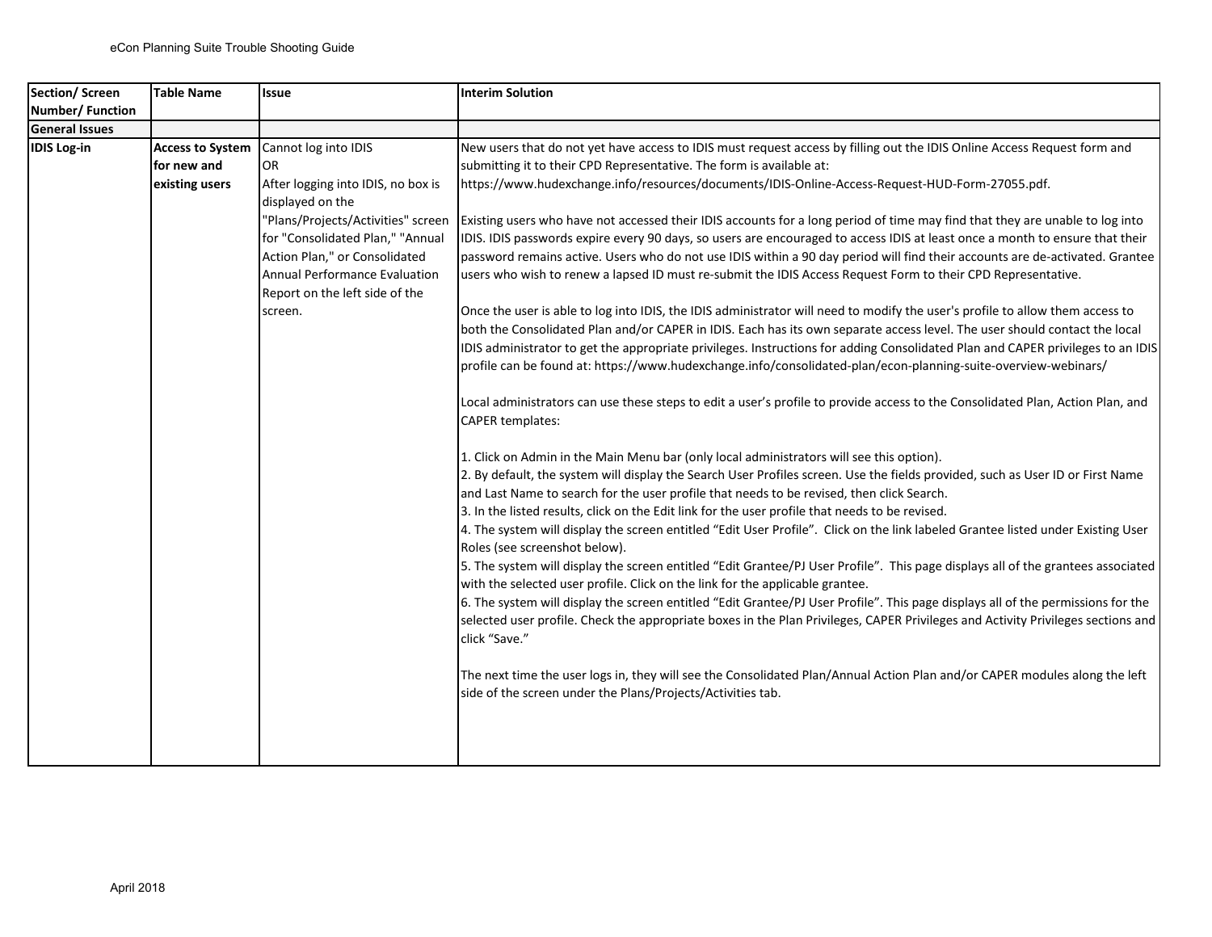| Section/ Screen Number/ Function | Table Name | Issue | Interim Solution |
| --- | --- | --- | --- |
| **General Issues** | | | |
| **IDIS Log-in** | **Access to System for new and existing users** | Cannot log into IDIS<br>OR<br>After logging into IDIS, no box is displayed on the "Plans/Projects/Activities" screen for "Consolidated Plan," "Annual Action Plan," or Consolidated Annual Performance Evaluation Report on the left side of the screen. | New users that do not yet have access to IDIS must request access by filling out the IDIS Online Access Request form and submitting it to their CPD Representative. The form is available at: https://www.hudexchange.info/resources/documents/IDIS-Online-Access-Request-HUD-Form-27055.pdf.<br><br>Existing users who have not accessed their IDIS accounts for a long period of time may find that they are unable to log into IDIS. IDIS passwords expire every 90 days, so users are encouraged to access IDIS at least once a month to ensure that their password remains active. Users who do not use IDIS within a 90 day period will find their accounts are de-activated. Grantee users who wish to renew a lapsed ID must re-submit the IDIS Access Request Form to their CPD Representative.<br><br>Once the user is able to log into IDIS, the IDIS administrator will need to modify the user's profile to allow them access to both the Consolidated Plan and/or CAPER in IDIS. Each has its own separate access level. The user should contact the local IDIS administrator to get the appropriate privileges. Instructions for adding Consolidated Plan and CAPER privileges to an IDIS profile can be found at: https://www.hudexchange.info/consolidated-plan/econ-planning-suite-overview-webinars/<br><br>Local administrators can use these steps to edit a user's profile to provide access to the Consolidated Plan, Action Plan, and CAPER templates:<br><br>1. Click on Admin in the Main Menu bar (only local administrators will see this option).<br>2. By default, the system will display the Search User Profiles screen. Use the fields provided, such as User ID or First Name and Last Name to search for the user profile that needs to be revised, then click Search.<br>3. In the listed results, click on the Edit link for the user profile that needs to be revised.<br>4. The system will display the screen entitled "Edit User Profile". Click on the link labeled Grantee listed under Existing User Roles (see screenshot below).<br>5. The system will display the screen entitled "Edit Grantee/PJ User Profile". This page displays all of the grantees associated with the selected user profile. Click on the link for the applicable grantee.<br>6. The system will display the screen entitled "Edit Grantee/PJ User Profile". This page displays all of the permissions for the selected user profile. Check the appropriate boxes in the Plan Privileges, CAPER Privileges and Activity Privileges sections and click "Save."<br><br>The next time the user logs in, they will see the Consolidated Plan/Annual Action Plan and/or CAPER modules along the left side of the screen under the Plans/Projects/Activities tab. |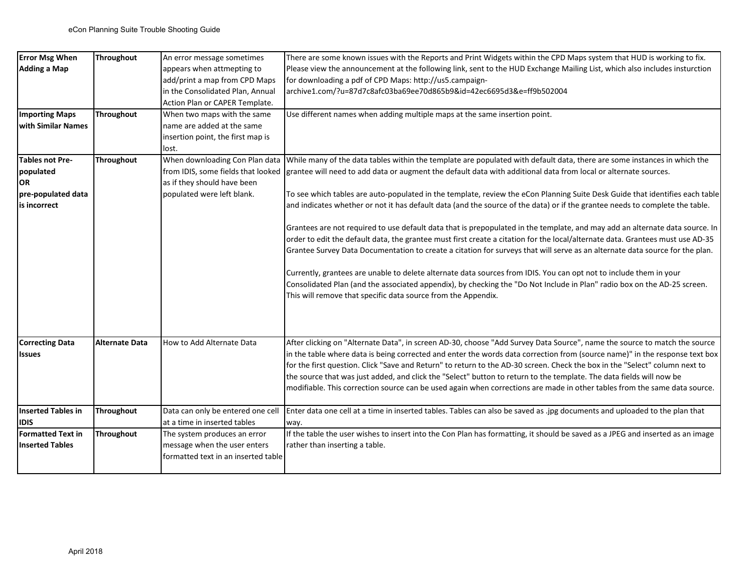| **Error Msg When Adding a Map** | **Throughout** | An error message sometimes appears when attmepting to add/print a map from CPD Maps in the Consolidated Plan, Annual Action Plan or CAPER Template. | There are some known issues with the Reports and Print Widgets within the CPD Maps system that HUD is working to fix. Please view the announcement at the following link, sent to the HUD Exchange Mailing List, which also includes insturction for downloading a pdf of CPD Maps: http://us5.campaign-archive1.com/?u=87d7c8afc03ba69ee70d865b9&id=42ec6695d3&e=ff9b502004 |
|---|---|---|---|
| **Importing Maps with Similar Names** | **Throughout** | When two maps with the same name are added at the same insertion point, the first map is lost. | Use different names when adding multiple maps at the same insertion point. |
| **Tables not Pre-populated OR pre-populated data is incorrect** | **Throughout** | When downloading Con Plan data from IDIS, some fields that looked as if they should have been populated were left blank. | While many of the data tables within the template are populated with default data, there are some instances in which the grantee will need to add data or augment the default data with additional data from local or alternate sources.<br><br>To see which tables are auto-populated in the template, review the eCon Planning Suite Desk Guide that identifies each table and indicates whether or not it has default data (and the source of the data) or if the grantee needs to complete the table.<br><br>Grantees are not required to use default data that is prepopulated in the template, and may add an alternate data source. In order to edit the default data, the grantee must first create a citation for the local/alternate data. Grantees must use AD-35 Grantee Survey Data Documentation to create a citation for surveys that will serve as an alternate data source for the plan.<br><br>Currently, grantees are unable to delete alternate data sources from IDIS. You can opt not to include them in your Consolidated Plan (and the associated appendix), by checking the "Do Not Include in Plan" radio box on the AD-25 screen. This will remove that specific data source from the Appendix. |
| **Correcting Data Issues** | **Alternate Data** | How to Add Alternate Data | After clicking on "Alternate Data", in screen AD-30, choose "Add Survey Data Source", name the source to match the source in the table where data is being corrected and enter the words data correction from (source name)" in the response text box for the first question. Click "Save and Return" to return to the AD-30 screen. Check the box in the "Select" column next to the source that was just added, and click the "Select" button to return to the template. The data fields will now be modifiable. This correction source can be used again when corrections are made in other tables from the same data source. |
| **Inserted Tables in IDIS** | **Throughout** | Data can only be entered one cell at a time in inserted tables | Enter data one cell at a time in inserted tables. Tables can also be saved as .jpg documents and uploaded to the plan that way. |
| **Formatted Text in Inserted Tables** | **Throughout** | The system produces an error message when the user enters formatted text in an inserted table | If the table the user wishes to insert into the Con Plan has formatting, it should be saved as a JPEG and inserted as an image rather than inserting a table. |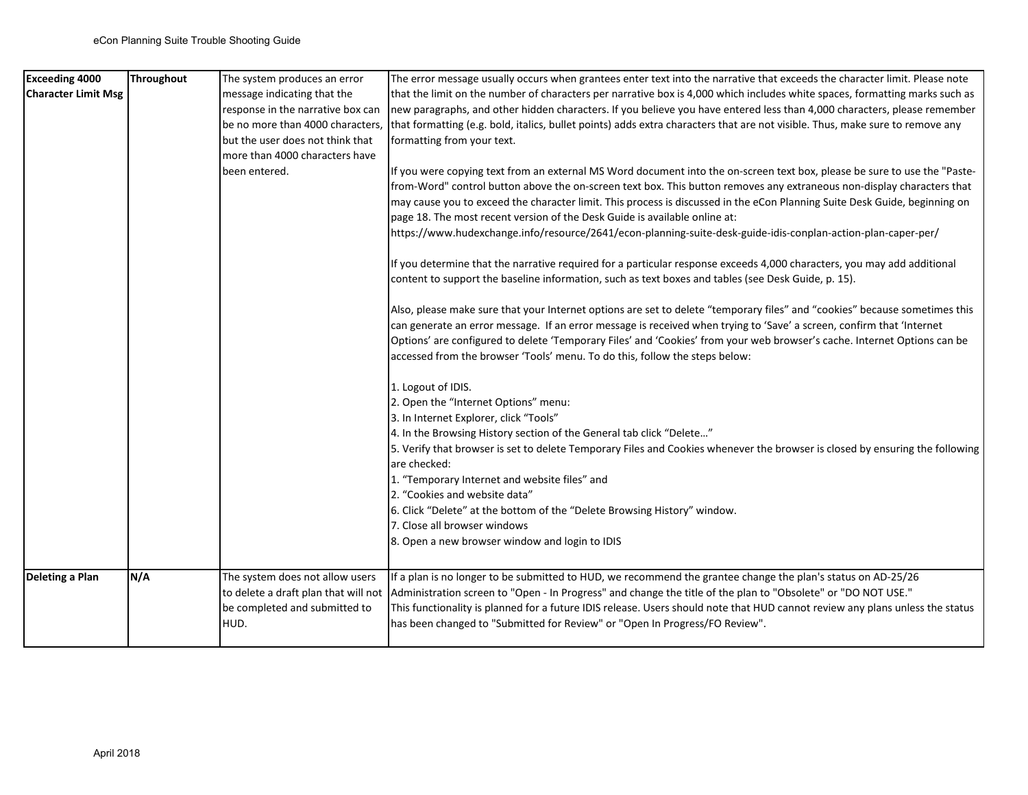| | | | |
|---|---|---|---|
| **Exceeding 4000 Character Limit Msg** | **Throughout** | The system produces an error message indicating that the response in the narrative box can be no more than 4000 characters, but the user does not think that more than 4000 characters have been entered. | The error message usually occurs when grantees enter text into the narrative that exceeds the character limit. Please note that the limit on the number of characters per narrative box is 4,000 which includes white spaces, formatting marks such as new paragraphs, and other hidden characters. If you believe you have entered less than 4,000 characters, please remember that formatting (e.g. bold, italics, bullet points) adds extra characters that are not visible. Thus, make sure to remove any formatting from your text.<br><br>If you were copying text from an external MS Word document into the on-screen text box, please be sure to use the "Paste-from-Word" control button above the on-screen text box. This button removes any extraneous non-display characters that may cause you to exceed the character limit. This process is discussed in the eCon Planning Suite Desk Guide, beginning on page 18. The most recent version of the Desk Guide is available online at:<br>https://www.hudexchange.info/resource/2641/econ-planning-suite-desk-guide-idis-conplan-action-plan-caper-per/<br><br>If you determine that the narrative required for a particular response exceeds 4,000 characters, you may add additional content to support the baseline information, such as text boxes and tables (see Desk Guide, p. 15).<br><br>Also, please make sure that your Internet options are set to delete "temporary files" and "cookies" because sometimes this can generate an error message. If an error message is received when trying to 'Save' a screen, confirm that 'Internet Options' are configured to delete 'Temporary Files' and 'Cookies' from your web browser's cache. Internet Options can be accessed from the browser 'Tools' menu. To do this, follow the steps below:<br><br>1. Logout of IDIS.<br>2. Open the "Internet Options" menu:<br>3. In Internet Explorer, click "Tools"<br>4. In the Browsing History section of the General tab click "Delete…"<br>5. Verify that browser is set to delete Temporary Files and Cookies whenever the browser is closed by ensuring the following are checked:<br>1. "Temporary Internet and website files" and<br>2. "Cookies and website data"<br>6. Click "Delete" at the bottom of the "Delete Browsing History" window.<br>7. Close all browser windows<br>8. Open a new browser window and login to IDIS |
| **Deleting a Plan** | **N/A** | The system does not allow users to delete a draft plan that will not be completed and submitted to HUD. | If a plan is no longer to be submitted to HUD, we recommend the grantee change the plan's status on AD-25/26 Administration screen to "Open - In Progress" and change the title of the plan to "Obsolete" or "DO NOT USE."<br>This functionality is planned for a future IDIS release. Users should note that HUD cannot review any plans unless the status has been changed to "Submitted for Review" or "Open In Progress/FO Review". |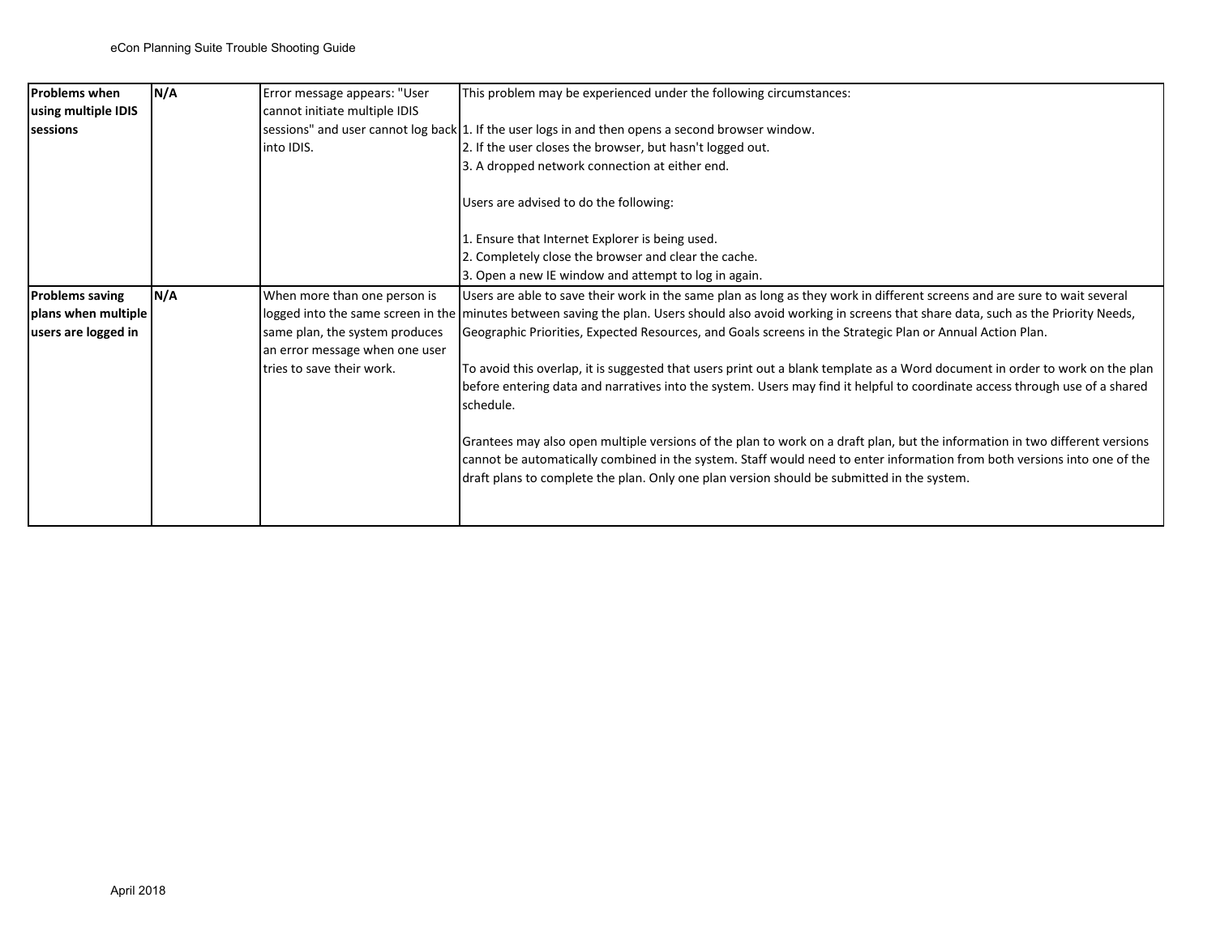| | | | |
|---|---|---|---|
| **Problems when using multiple IDIS sessions** | **N/A** | Error message appears: "User cannot initiate multiple IDIS sessions" and user cannot log back into IDIS. | This problem may be experienced under the following circumstances:<br><br>1. If the user logs in and then opens a second browser window.<br>2. If the user closes the browser, but hasn't logged out.<br>3. A dropped network connection at either end.<br><br>Users are advised to do the following:<br><br>1. Ensure that Internet Explorer is being used.<br>2. Completely close the browser and clear the cache.<br>3. Open a new IE window and attempt to log in again. |
| **Problems saving plans when multiple users are logged in** | **N/A** | When more than one person is logged into the same screen in the same plan, the system produces an error message when one user tries to save their work. | Users are able to save their work in the same plan as long as they work in different screens and are sure to wait several minutes between saving the plan. Users should also avoid working in screens that share data, such as the Priority Needs, Geographic Priorities, Expected Resources, and Goals screens in the Strategic Plan or Annual Action Plan.<br><br>To avoid this overlap, it is suggested that users print out a blank template as a Word document in order to work on the plan before entering data and narratives into the system. Users may find it helpful to coordinate access through use of a shared schedule.<br><br>Grantees may also open multiple versions of the plan to work on a draft plan, but the information in two different versions cannot be automatically combined in the system. Staff would need to enter information from both versions into one of the draft plans to complete the plan. Only one plan version should be submitted in the system. |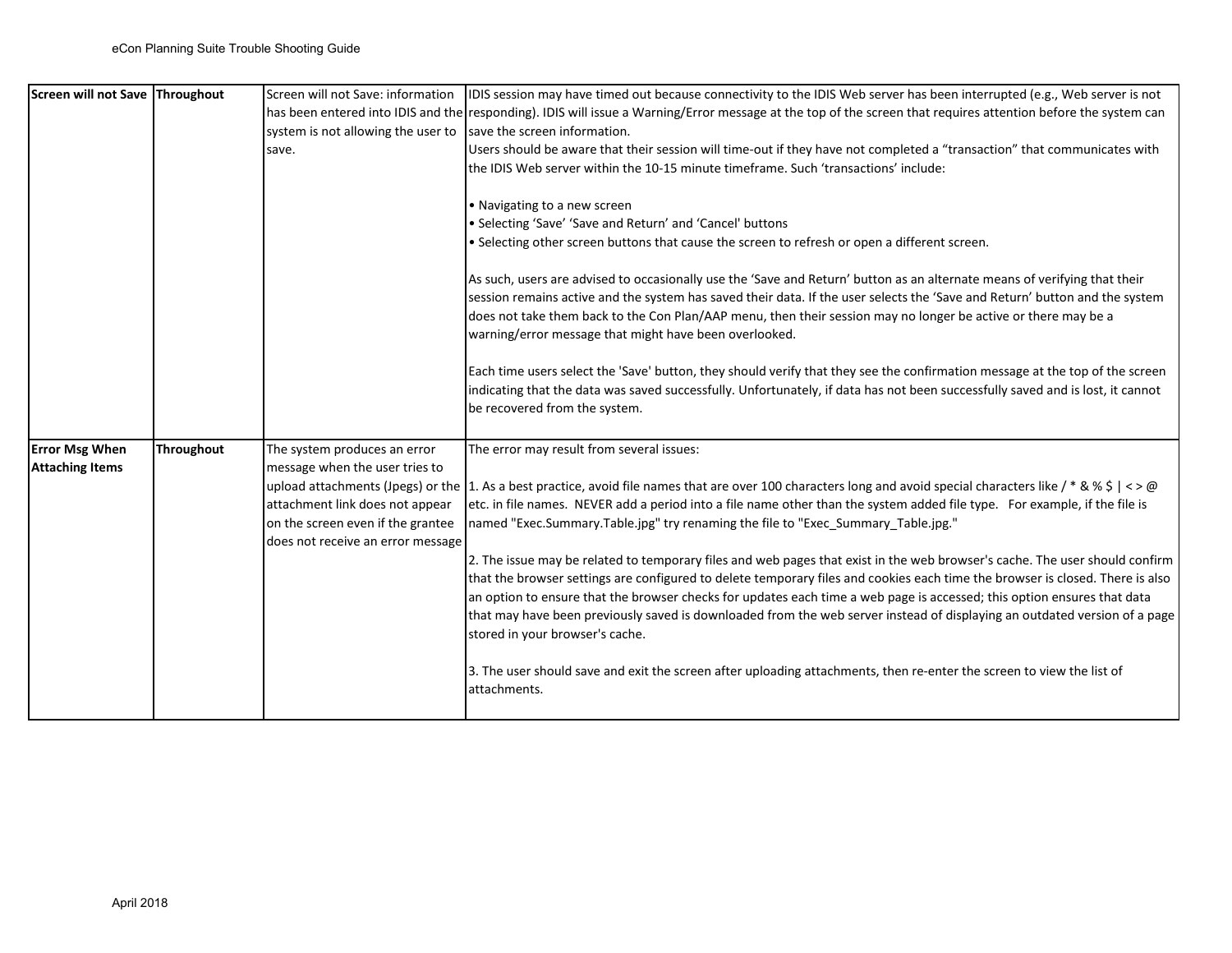| **Screen will not Save** | **Throughout** | Screen will not Save: information has been entered into IDIS and the system is not allowing the user to save. | IDIS session may have timed out because connectivity to the IDIS Web server has been interrupted (e.g., Web server is not responding). IDIS will issue a Warning/Error message at the top of the screen that requires attention before the system can save the screen information.<br>Users should be aware that their session will time-out if they have not completed a "transaction" that communicates with the IDIS Web server within the 10-15 minute timeframe. Such 'transactions' include:<br><br>• Navigating to a new screen<br>• Selecting 'Save' 'Save and Return' and 'Cancel' buttons<br>• Selecting other screen buttons that cause the screen to refresh or open a different screen.<br><br>As such, users are advised to occasionally use the 'Save and Return' button as an alternate means of verifying that their session remains active and the system has saved their data. If the user selects the 'Save and Return' button and the system does not take them back to the Con Plan/AAP menu, then their session may no longer be active or there may be a warning/error message that might have been overlooked.<br><br>Each time users select the 'Save' button, they should verify that they see the confirmation message at the top of the screen indicating that the data was saved successfully. Unfortunately, if data has not been successfully saved and is lost, it cannot be recovered from the system. |
|---|---|---|---|
| **Error Msg When Attaching Items** | **Throughout** | The system produces an error message when the user tries to upload attachments (Jpegs) or the attachment link does not appear on the screen even if the grantee does not receive an error message | The error may result from several issues:<br><br>1. As a best practice, avoid file names that are over 100 characters long and avoid special characters like / * & % $ \| < > @ etc. in file names. NEVER add a period into a file name other than the system added file type. For example, if the file is named "Exec.Summary.Table.jpg" try renaming the file to "Exec_Summary_Table.jpg."<br><br>2. The issue may be related to temporary files and web pages that exist in the web browser's cache. The user should confirm that the browser settings are configured to delete temporary files and cookies each time the browser is closed. There is also an option to ensure that the browser checks for updates each time a web page is accessed; this option ensures that data that may have been previously saved is downloaded from the web server instead of displaying an outdated version of a page stored in your browser's cache.<br><br>3. The user should save and exit the screen after uploading attachments, then re-enter the screen to view the list of attachments. |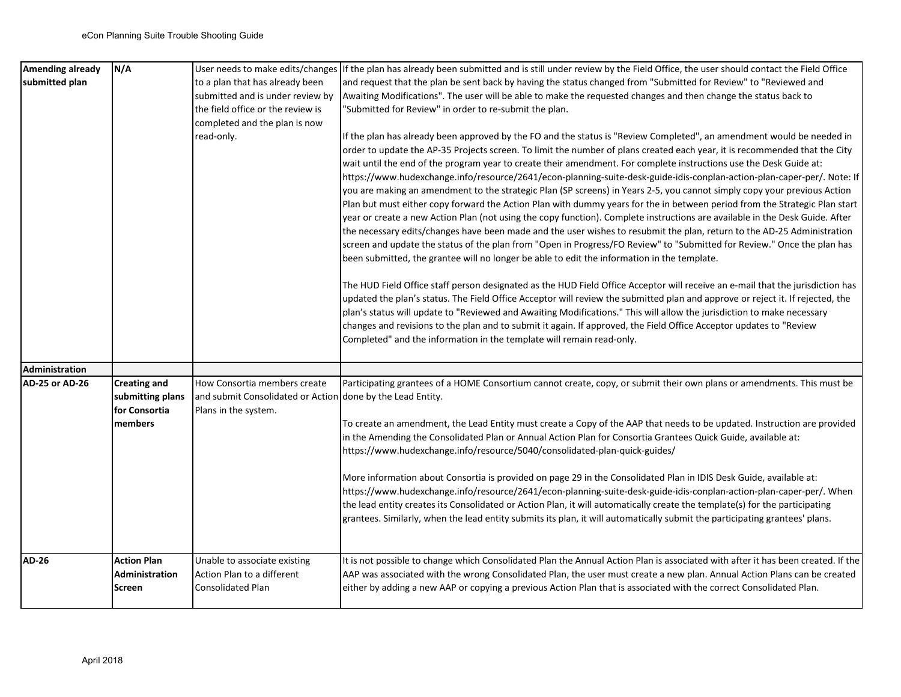| | | | |
|---|---|---|---|
| **Amending already submitted plan** | **N/A** | User needs to make edits/changes to a plan that has already been submitted and is under review by the field office or the review is completed and the plan is now read-only. | If the plan has already been submitted and is still under review by the Field Office, the user should contact the Field Office and request that the plan be sent back by having the status changed from "Submitted for Review" to "Reviewed and Awaiting Modifications". The user will be able to make the requested changes and then change the status back to "Submitted for Review" in order to re-submit the plan.<br><br>If the plan has already been approved by the FO and the status is "Review Completed", an amendment would be needed in order to update the AP-35 Projects screen. To limit the number of plans created each year, it is recommended that the City wait until the end of the program year to create their amendment. For complete instructions use the Desk Guide at: https://www.hudexchange.info/resource/2641/econ-planning-suite-desk-guide-idis-conplan-action-plan-caper-per/. Note: If you are making an amendment to the strategic Plan (SP screens) in Years 2-5, you cannot simply copy your previous Action Plan but must either copy forward the Action Plan with dummy years for the in between period from the Strategic Plan start year or create a new Action Plan (not using the copy function). Complete instructions are available in the Desk Guide. After the necessary edits/changes have been made and the user wishes to resubmit the plan, return to the AD-25 Administration screen and update the status of the plan from "Open in Progress/FO Review" to "Submitted for Review." Once the plan has been submitted, the grantee will no longer be able to edit the information in the template.<br><br>The HUD Field Office staff person designated as the HUD Field Office Acceptor will receive an e-mail that the jurisdiction has updated the plan's status. The Field Office Acceptor will review the submitted plan and approve or reject it. If rejected, the plan's status will update to "Reviewed and Awaiting Modifications." This will allow the jurisdiction to make necessary changes and revisions to the plan and to submit it again. If approved, the Field Office Acceptor updates to "Review Completed" and the information in the template will remain read-only. |
| **Administration** | | | |
| **AD-25 or AD-26** | **Creating and submitting plans for Consortia members** | How Consortia members create and submit Consolidated or Action Plans in the system. | Participating grantees of a HOME Consortium cannot create, copy, or submit their own plans or amendments. This must be done by the Lead Entity.<br><br>To create an amendment, the Lead Entity must create a Copy of the AAP that needs to be updated. Instruction are provided in the Amending the Consolidated Plan or Annual Action Plan for Consortia Grantees Quick Guide, available at: https://www.hudexchange.info/resource/5040/consolidated-plan-quick-guides/<br><br>More information about Consortia is provided on page 29 in the Consolidated Plan in IDIS Desk Guide, available at: https://www.hudexchange.info/resource/2641/econ-planning-suite-desk-guide-idis-conplan-action-plan-caper-per/. When the lead entity creates its Consolidated or Action Plan, it will automatically create the template(s) for the participating grantees. Similarly, when the lead entity submits its plan, it will automatically submit the participating grantees' plans. |
| **AD-26** | **Action Plan Administration Screen** | Unable to associate existing Action Plan to a different Consolidated Plan | It is not possible to change which Consolidated Plan the Annual Action Plan is associated with after it has been created. If the AAP was associated with the wrong Consolidated Plan, the user must create a new plan. Annual Action Plans can be created either by adding a new AAP or copying a previous Action Plan that is associated with the correct Consolidated Plan. |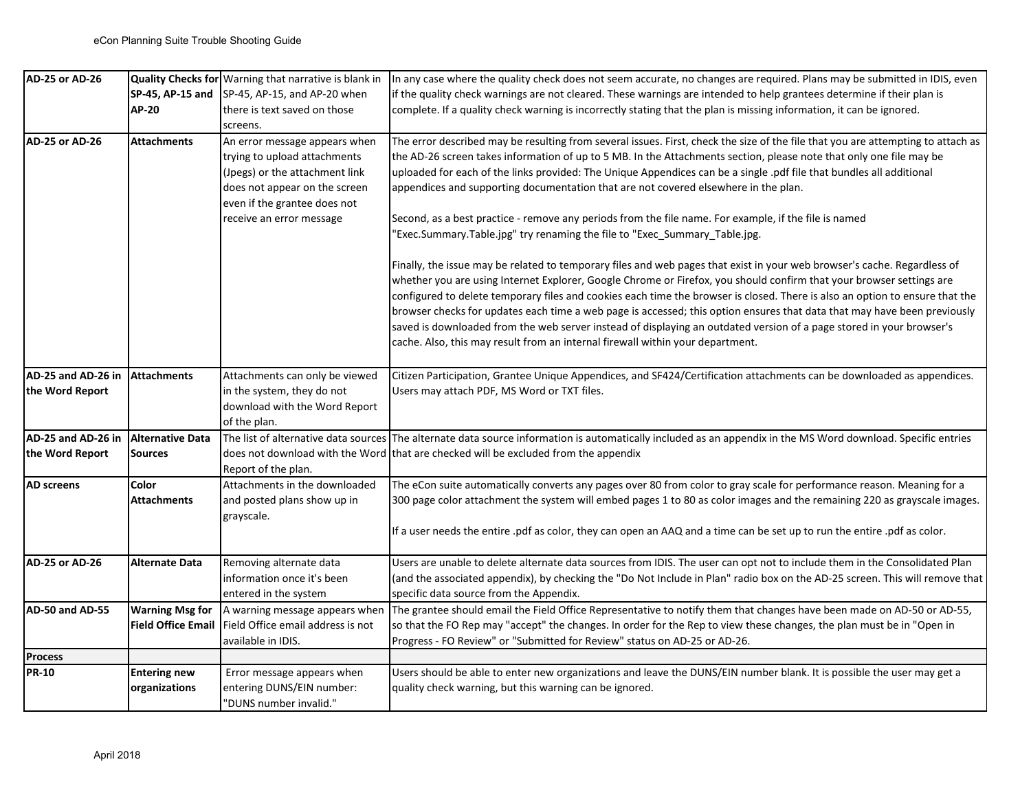| | | | |
|---|---|---|---|
| AD-25 or AD-26 | Quality Checks for SP-45, AP-15 and AP-20 | Warning that narrative is blank in SP-45, AP-15, and AP-20 when there is text saved on those screens. | In any case where the quality check does not seem accurate, no changes are required. Plans may be submitted in IDIS, even if the quality check warnings are not cleared. These warnings are intended to help grantees determine if their plan is complete. If a quality check warning is incorrectly stating that the plan is missing information, it can be ignored. |
| AD-25 or AD-26 | Attachments | An error message appears when trying to upload attachments (Jpegs) or the attachment link does not appear on the screen even if the grantee does not receive an error message | The error described may be resulting from several issues. First, check the size of the file that you are attempting to attach as the AD-26 screen takes information of up to 5 MB. In the Attachments section, please note that only one file may be uploaded for each of the links provided: The Unique Appendices can be a single .pdf file that bundles all additional appendices and supporting documentation that are not covered elsewhere in the plan.<br><br>Second, as a best practice - remove any periods from the file name. For example, if the file is named "Exec.Summary.Table.jpg" try renaming the file to "Exec_Summary_Table.jpg.<br><br>Finally, the issue may be related to temporary files and web pages that exist in your web browser's cache. Regardless of whether you are using Internet Explorer, Google Chrome or Firefox, you should confirm that your browser settings are configured to delete temporary files and cookies each time the browser is closed. There is also an option to ensure that the browser checks for updates each time a web page is accessed; this option ensures that data that may have been previously saved is downloaded from the web server instead of displaying an outdated version of a page stored in your browser's cache. Also, this may result from an internal firewall within your department. |
| AD-25 and AD-26 in the Word Report | Attachments | Attachments can only be viewed in the system, they do not download with the Word Report of the plan. | Citizen Participation, Grantee Unique Appendices, and SF424/Certification attachments can be downloaded as appendices. Users may attach PDF, MS Word or TXT files. |
| AD-25 and AD-26 in the Word Report | Alternative Data Sources | The list of alternative data sources does not download with the Word Report of the plan. | The alternate data source information is automatically included as an appendix in the MS Word download. Specific entries that are checked will be excluded from the appendix |
| AD screens | Color Attachments | Attachments in the downloaded and posted plans show up in grayscale. | The eCon suite automatically converts any pages over 80 from color to gray scale for performance reason. Meaning for a 300 page color attachment the system will embed pages 1 to 80 as color images and the remaining 220 as grayscale images.<br><br>If a user needs the entire .pdf as color, they can open an AAQ and a time can be set up to run the entire .pdf as color. |
| AD-25 or AD-26 | Alternate Data | Removing alternate data information once it's been entered in the system | Users are unable to delete alternate data sources from IDIS. The user can opt not to include them in the Consolidated Plan (and the associated appendix), by checking the "Do Not Include in Plan" radio box on the AD-25 screen. This will remove that specific data source from the Appendix. |
| AD-50 and AD-55 | Warning Msg for Field Office Email | A warning message appears when Field Office email address is not available in IDIS. | The grantee should email the Field Office Representative to notify them that changes have been made on AD-50 or AD-55, so that the FO Rep may "accept" the changes. In order for the Rep to view these changes, the plan must be in "Open in Progress - FO Review" or "Submitted for Review" status on AD-25 or AD-26. |
| **Process** | | | |
| PR-10 | Entering new organizations | Error message appears when entering DUNS/EIN number: "DUNS number invalid." | Users should be able to enter new organizations and leave the DUNS/EIN number blank. It is possible the user may get a quality check warning, but this warning can be ignored. |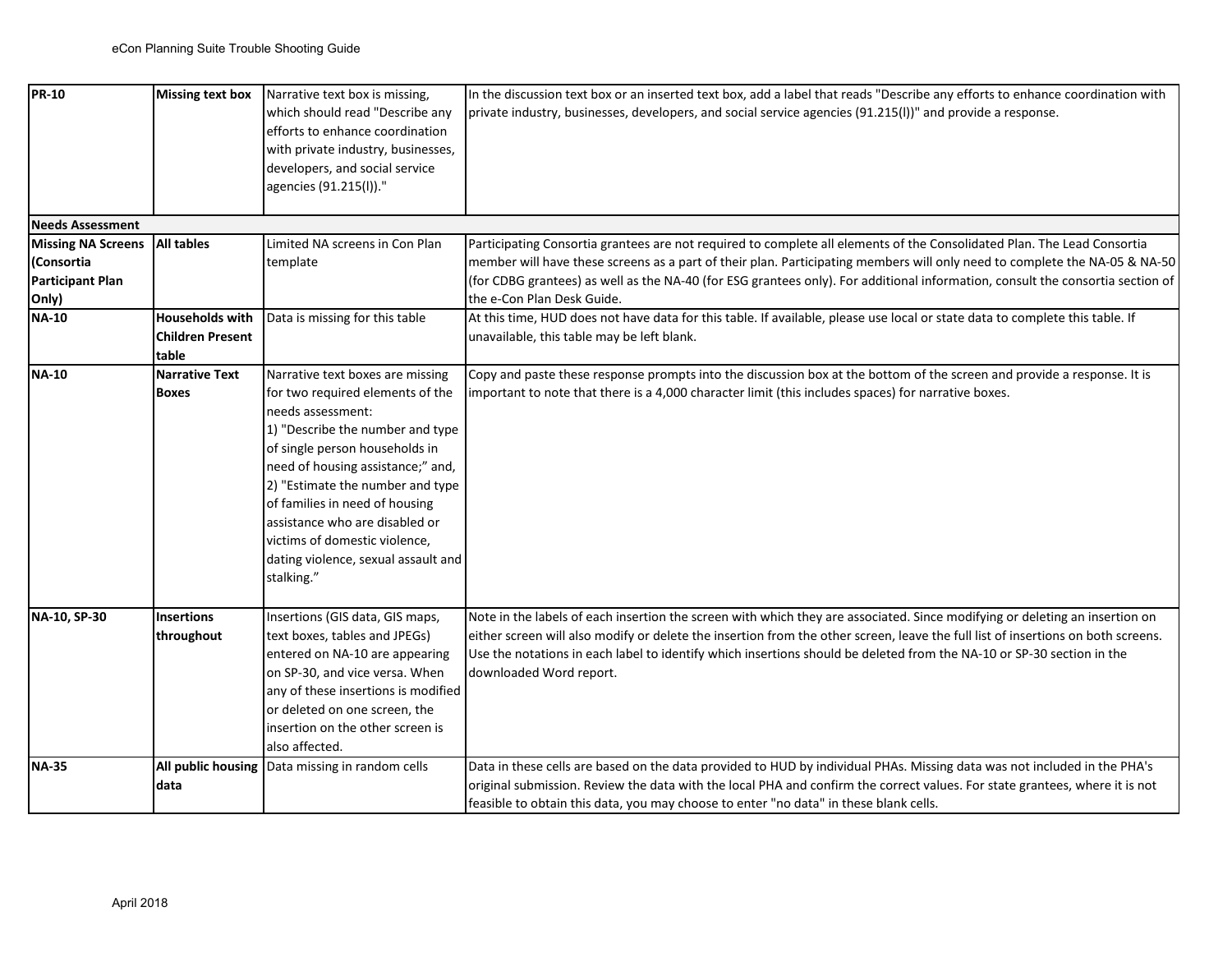| | | | |
|---|---|---|---|
| **PR-10** | **Missing text box** | Narrative text box is missing, which should read "Describe any efforts to enhance coordination with private industry, businesses, developers, and social service agencies (91.215(l))." | In the discussion text box or an inserted text box, add a label that reads "Describe any efforts to enhance coordination with private industry, businesses, developers, and social service agencies (91.215(l))" and provide a response. |
| **Needs Assessment** | | | |
| **Missing NA Screens (Consortia Participant Plan Only)** | **All tables** | Limited NA screens in Con Plan template | Participating Consortia grantees are not required to complete all elements of the Consolidated Plan. The Lead Consortia member will have these screens as a part of their plan. Participating members will only need to complete the NA-05 & NA-50 (for CDBG grantees) as well as the NA-40 (for ESG grantees only). For additional information, consult the consortia section of the e-Con Plan Desk Guide. |
| **NA-10** | **Households with Children Present table** | Data is missing for this table | At this time, HUD does not have data for this table. If available, please use local or state data to complete this table. If unavailable, this table may be left blank. |
| **NA-10** | **Narrative Text Boxes** | Narrative text boxes are missing for two required elements of the needs assessment: 1) "Describe the number and type of single person households in need of housing assistance;" and, 2) "Estimate the number and type of families in need of housing assistance who are disabled or victims of domestic violence, dating violence, sexual assault and stalking." | Copy and paste these response prompts into the discussion box at the bottom of the screen and provide a response. It is important to note that there is a 4,000 character limit (this includes spaces) for narrative boxes. |
| **NA-10, SP-30** | **Insertions throughout** | Insertions (GIS data, GIS maps, text boxes, tables and JPEGs) entered on NA-10 are appearing on SP-30, and vice versa. When any of these insertions is modified or deleted on one screen, the insertion on the other screen is also affected. | Note in the labels of each insertion the screen with which they are associated. Since modifying or deleting an insertion on either screen will also modify or delete the insertion from the other screen, leave the full list of insertions on both screens. Use the notations in each label to identify which insertions should be deleted from the NA-10 or SP-30 section in the downloaded Word report. |
| **NA-35** | **All public housing data** | Data missing in random cells | Data in these cells are based on the data provided to HUD by individual PHAs. Missing data was not included in the PHA's original submission. Review the data with the local PHA and confirm the correct values. For state grantees, where it is not feasible to obtain this data, you may choose to enter "no data" in these blank cells. |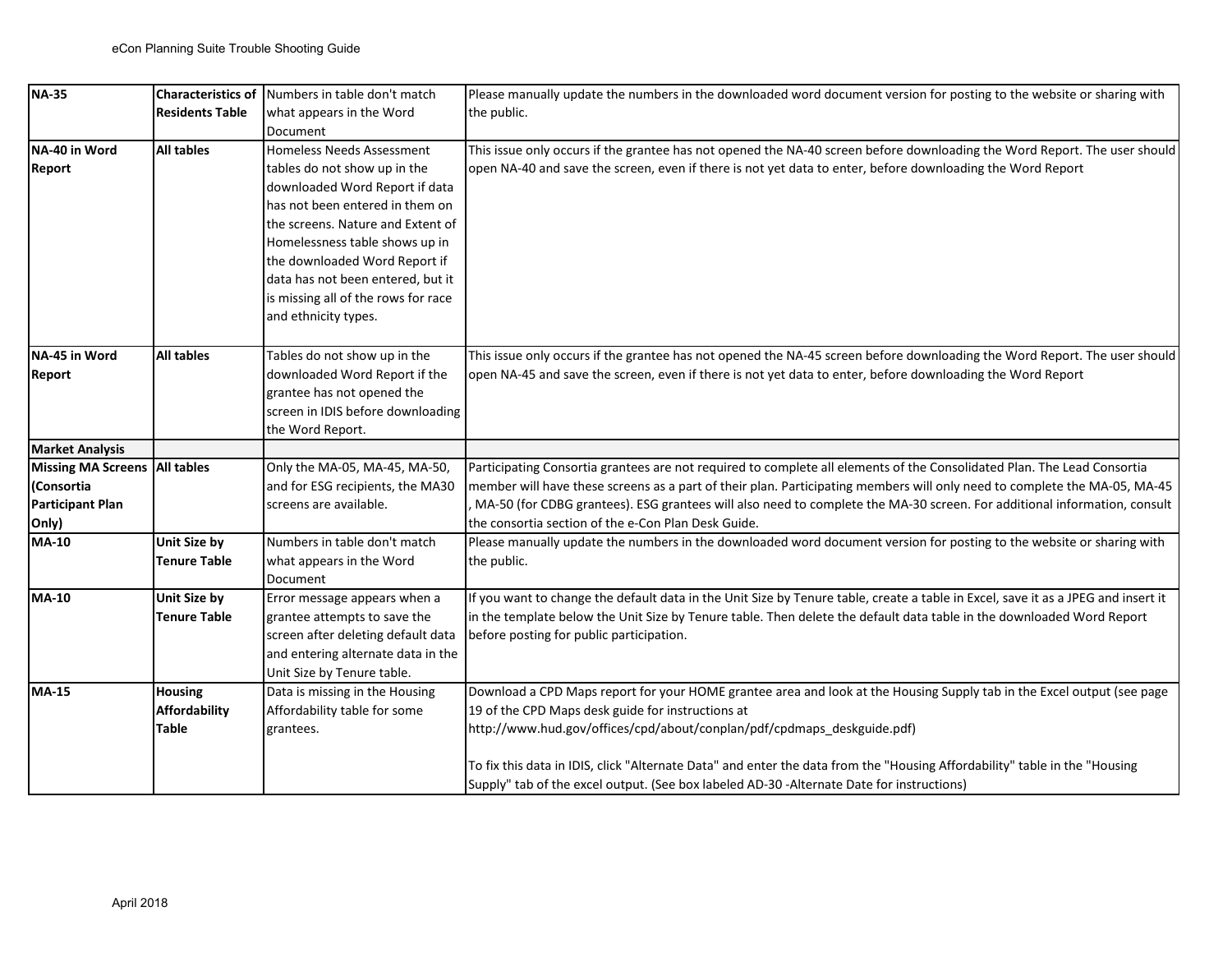| NA-35 | Characteristics of Residents Table | Numbers in table don't match what appears in the Word Document | Please manually update the numbers in the downloaded word document version for posting to the website or sharing with the public. |
|---|---|---|---|
| NA-40 in Word Report | All tables | Homeless Needs Assessment tables do not show up in the downloaded Word Report if data has not been entered in them on the screens. Nature and Extent of Homelessness table shows up in the downloaded Word Report if data has not been entered, but it is missing all of the rows for race and ethnicity types. | This issue only occurs if the grantee has not opened the NA-40 screen before downloading the Word Report. The user should open NA-40 and save the screen, even if there is not yet data to enter, before downloading the Word Report |
| NA-45 in Word Report | All tables | Tables do not show up in the downloaded Word Report if the grantee has not opened the screen in IDIS before downloading the Word Report. | This issue only occurs if the grantee has not opened the NA-45 screen before downloading the Word Report. The user should open NA-45 and save the screen, even if there is not yet data to enter, before downloading the Word Report |
| **Market Analysis** | | | |
| Missing MA Screens (Consortia Participant Plan Only) | All tables | Only the MA-05, MA-45, MA-50, and for ESG recipients, the MA30 screens are available. | Participating Consortia grantees are not required to complete all elements of the Consolidated Plan. The Lead Consortia member will have these screens as a part of their plan. Participating members will only need to complete the MA-05, MA-45 , MA-50 (for CDBG grantees). ESG grantees will also need to complete the MA-30 screen. For additional information, consult the consortia section of the e-Con Plan Desk Guide. |
| MA-10 | Unit Size by Tenure Table | Numbers in table don't match what appears in the Word Document | Please manually update the numbers in the downloaded word document version for posting to the website or sharing with the public. |
| MA-10 | Unit Size by Tenure Table | Error message appears when a grantee attempts to save the screen after deleting default data and entering alternate data in the Unit Size by Tenure table. | If you want to change the default data in the Unit Size by Tenure table, create a table in Excel, save it as a JPEG and insert it in the template below the Unit Size by Tenure table. Then delete the default data table in the downloaded Word Report before posting for public participation. |
| MA-15 | Housing Affordability Table | Data is missing in the Housing Affordability table for some grantees. | Download a CPD Maps report for your HOME grantee area and look at the Housing Supply tab in the Excel output (see page 19 of the CPD Maps desk guide for instructions at http://www.hud.gov/offices/cpd/about/conplan/pdf/cpdmaps_deskguide.pdf)<br><br>To fix this data in IDIS, click "Alternate Data" and enter the data from the "Housing Affordability" table in the "Housing Supply" tab of the excel output. (See box labeled AD-30 -Alternate Date for instructions) |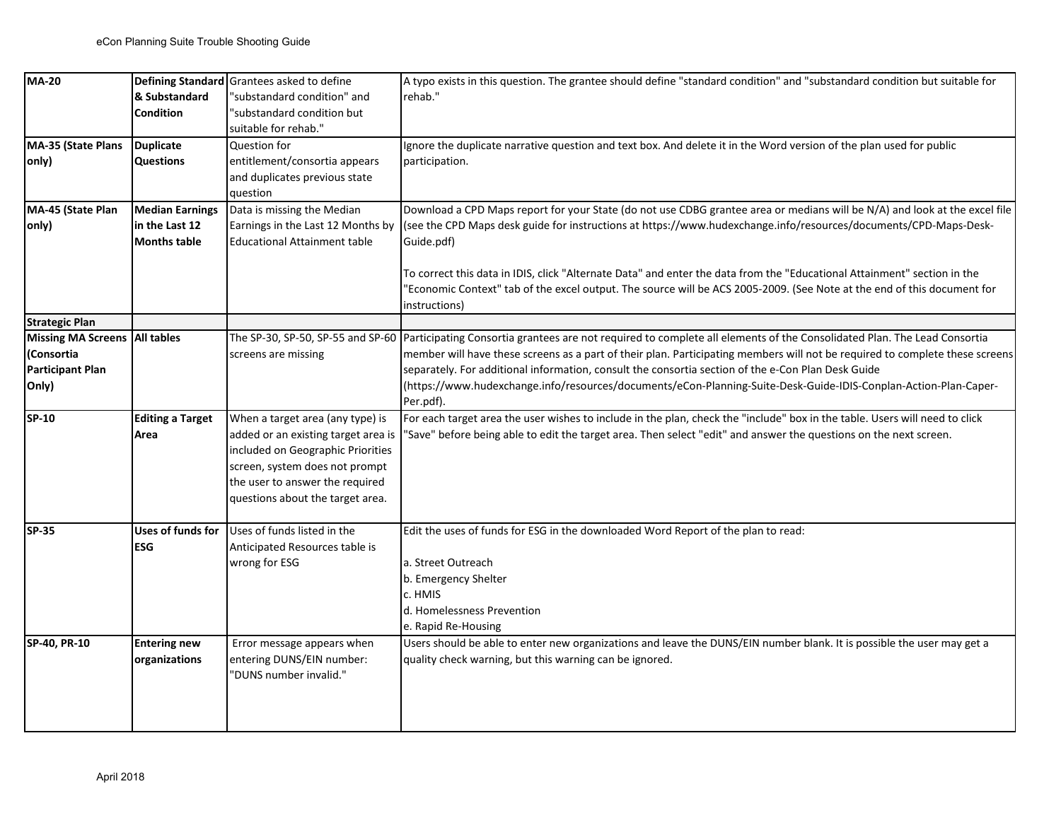| | | | |
|---|---|---|---|
| **MA-20** | **Defining Standard & Substandard Condition** | Grantees asked to define "substandard condition" and "substandard condition but suitable for rehab." | A typo exists in this question. The grantee should define "standard condition" and "substandard condition but suitable for rehab." |
| **MA-35 (State Plans only)** | **Duplicate Questions** | Question for entitlement/consortia appears and duplicates previous state question | Ignore the duplicate narrative question and text box. And delete it in the Word version of the plan used for public participation. |
| **MA-45 (State Plan only)** | **Median Earnings in the Last 12 Months table** | Data is missing the Median Earnings in the Last 12 Months by Educational Attainment table | Download a CPD Maps report for your State (do not use CDBG grantee area or medians will be N/A) and look at the excel file (see the CPD Maps desk guide for instructions at https://www.hudexchange.info/resources/documents/CPD-Maps-Desk-Guide.pdf)<br><br>To correct this data in IDIS, click "Alternate Data" and enter the data from the "Educational Attainment" section in the "Economic Context" tab of the excel output. The source will be ACS 2005-2009. (See Note at the end of this document for instructions) |
| **Strategic Plan** | | | |
| **Missing MA Screens (Consortia Participant Plan Only)** | **All tables** | The SP-30, SP-50, SP-55 and SP-60 screens are missing | Participating Consortia grantees are not required to complete all elements of the Consolidated Plan. The Lead Consortia member will have these screens as a part of their plan. Participating members will not be required to complete these screens separately. For additional information, consult the consortia section of the e-Con Plan Desk Guide (https://www.hudexchange.info/resources/documents/eCon-Planning-Suite-Desk-Guide-IDIS-Conplan-Action-Plan-Caper-Per.pdf). |
| **SP-10** | **Editing a Target Area** | When a target area (any type) is added or an existing target area is included on Geographic Priorities screen, system does not prompt the user to answer the required questions about the target area. | For each target area the user wishes to include in the plan, check the "include" box in the table. Users will need to click "Save" before being able to edit the target area. Then select "edit" and answer the questions on the next screen. |
| **SP-35** | **Uses of funds for ESG** | Uses of funds listed in the Anticipated Resources table is wrong for ESG | Edit the uses of funds for ESG in the downloaded Word Report of the plan to read:<br><br>a. Street Outreach<br>b. Emergency Shelter<br>c. HMIS<br>d. Homelessness Prevention<br>e. Rapid Re-Housing |
| **SP-40, PR-10** | **Entering new organizations** | Error message appears when entering DUNS/EIN number: "DUNS number invalid." | Users should be able to enter new organizations and leave the DUNS/EIN number blank. It is possible the user may get a quality check warning, but this warning can be ignored. |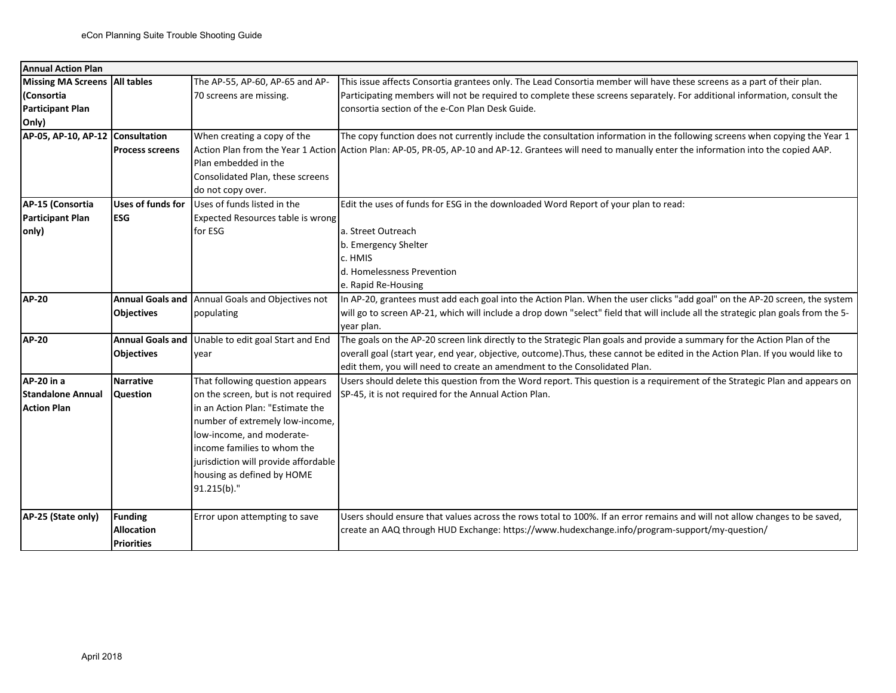| Annual Action Plan | | | |
|---|---|---|---|
| **Missing MA Screens (Consortia Participant Plan Only)** | **All tables** | The AP-55, AP-60, AP-65 and AP-70 screens are missing. | This issue affects Consortia grantees only. The Lead Consortia member will have these screens as a part of their plan. Participating members will not be required to complete these screens separately. For additional information, consult the consortia section of the e-Con Plan Desk Guide. |
| **AP-05, AP-10, AP-12** | **Consultation Process screens** | When creating a copy of the Action Plan from the Year 1 Action Plan embedded in the Consolidated Plan, these screens do not copy over. | The copy function does not currently include the consultation information in the following screens when copying the Year 1 Action Plan: AP-05, PR-05, AP-10 and AP-12. Grantees will need to manually enter the information into the copied AAP. |
| **AP-15 (Consortia Participant Plan only)** | **Uses of funds for ESG** | Uses of funds listed in the Expected Resources table is wrong for ESG | Edit the uses of funds for ESG in the downloaded Word Report of your plan to read:<br><br>a. Street Outreach<br>b. Emergency Shelter<br>c. HMIS<br>d. Homelessness Prevention<br>e. Rapid Re-Housing |
| **AP-20** | **Annual Goals and Objectives** | Annual Goals and Objectives not populating | In AP-20, grantees must add each goal into the Action Plan. When the user clicks "add goal" on the AP-20 screen, the system will go to screen AP-21, which will include a drop down "select" field that will include all the strategic plan goals from the 5-year plan. |
| **AP-20** | **Annual Goals and Objectives** | Unable to edit goal Start and End year | The goals on the AP-20 screen link directly to the Strategic Plan goals and provide a summary for the Action Plan of the overall goal (start year, end year, objective, outcome).Thus, these cannot be edited in the Action Plan. If you would like to edit them, you will need to create an amendment to the Consolidated Plan. |
| **AP-20 in a Standalone Annual Action Plan** | **Narrative Question** | That following question appears on the screen, but is not required in an Action Plan: "Estimate the number of extremely low-income, low-income, and moderate-income families to whom the jurisdiction will provide affordable housing as defined by HOME 91.215(b)." | Users should delete this question from the Word report. This question is a requirement of the Strategic Plan and appears on SP-45, it is not required for the Annual Action Plan. |
| **AP-25 (State only)** | **Funding Allocation Priorities** | Error upon attempting to save | Users should ensure that values across the rows total to 100%. If an error remains and will not allow changes to be saved, create an AAQ through HUD Exchange: https://www.hudexchange.info/program-support/my-question/ |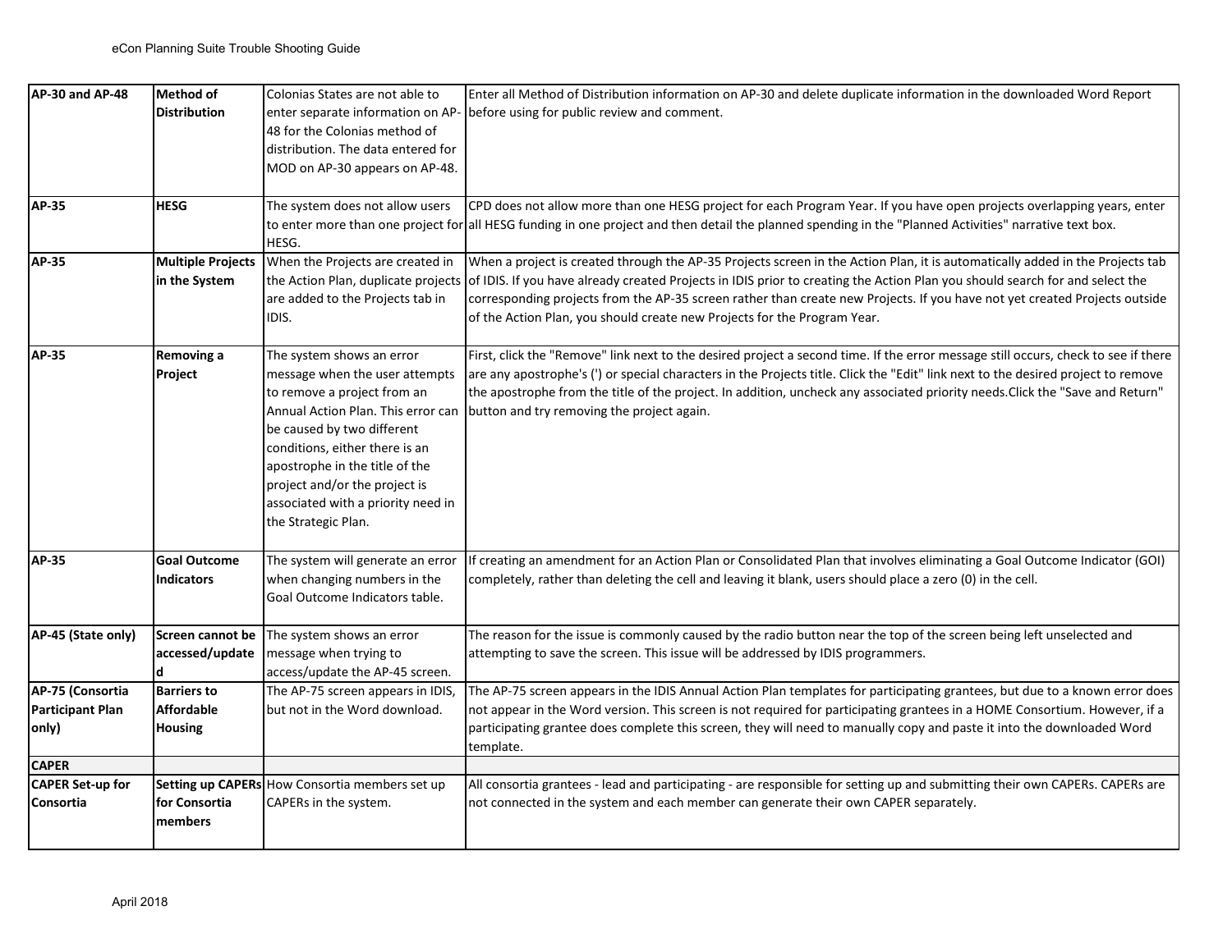| | | | |
|---|---|---|---|
| **AP-30 and AP-48** | **Method of Distribution** | Colonias States are not able to enter separate information on AP-48 for the Colonias method of distribution. The data entered for MOD on AP-30 appears on AP-48. | Enter all Method of Distribution information on AP-30 and delete duplicate information in the downloaded Word Report before using for public review and comment. |
| **AP-35** | **HESG** | The system does not allow users to enter more than one project for HESG. | CPD does not allow more than one HESG project for each Program Year. If you have open projects overlapping years, enter all HESG funding in one project and then detail the planned spending in the "Planned Activities" narrative text box. |
| **AP-35** | **Multiple Projects in the System** | When the Projects are created in the Action Plan, duplicate projects are added to the Projects tab in IDIS. | When a project is created through the AP-35 Projects screen in the Action Plan, it is automatically added in the Projects tab of IDIS. If you have already created Projects in IDIS prior to creating the Action Plan you should search for and select the corresponding projects from the AP-35 screen rather than create new Projects. If you have not yet created Projects outside of the Action Plan, you should create new Projects for the Program Year. |
| **AP-35** | **Removing a Project** | The system shows an error message when the user attempts to remove a project from an Annual Action Plan. This error can be caused by two different conditions, either there is an apostrophe in the title of the project and/or the project is associated with a priority need in the Strategic Plan. | First, click the "Remove" link next to the desired project a second time. If the error message still occurs, check to see if there are any apostrophe's (') or special characters in the Projects title. Click the "Edit" link next to the desired project to remove the apostrophe from the title of the project. In addition, uncheck any associated priority needs.Click the "Save and Return" button and try removing the project again. |
| **AP-35** | **Goal Outcome Indicators** | The system will generate an error when changing numbers in the Goal Outcome Indicators table. | If creating an amendment for an Action Plan or Consolidated Plan that involves eliminating a Goal Outcome Indicator (GOI) completely, rather than deleting the cell and leaving it blank, users should place a zero (0) in the cell. |
| **AP-45 (State only)** | **Screen cannot be accessed/updated** | The system shows an error message when trying to access/update the AP-45 screen. | The reason for the issue is commonly caused by the radio button near the top of the screen being left unselected and attempting to save the screen. This issue will be addressed by IDIS programmers. |
| **AP-75 (Consortia Participant Plan only)** | **Barriers to Affordable Housing** | The AP-75 screen appears in IDIS, but not in the Word download. | The AP-75 screen appears in the IDIS Annual Action Plan templates for participating grantees, but due to a known error does not appear in the Word version. This screen is not required for participating grantees in a HOME Consortium. However, if a participating grantee does complete this screen, they will need to manually copy and paste it into the downloaded Word template. |
| **CAPER** | | | |
| **CAPER Set-up for Consortia** | **Setting up CAPERs for Consortia members** | How Consortia members set up CAPERs in the system. | All consortia grantees - lead and participating - are responsible for setting up and submitting their own CAPERs. CAPERs are not connected in the system and each member can generate their own CAPER separately. |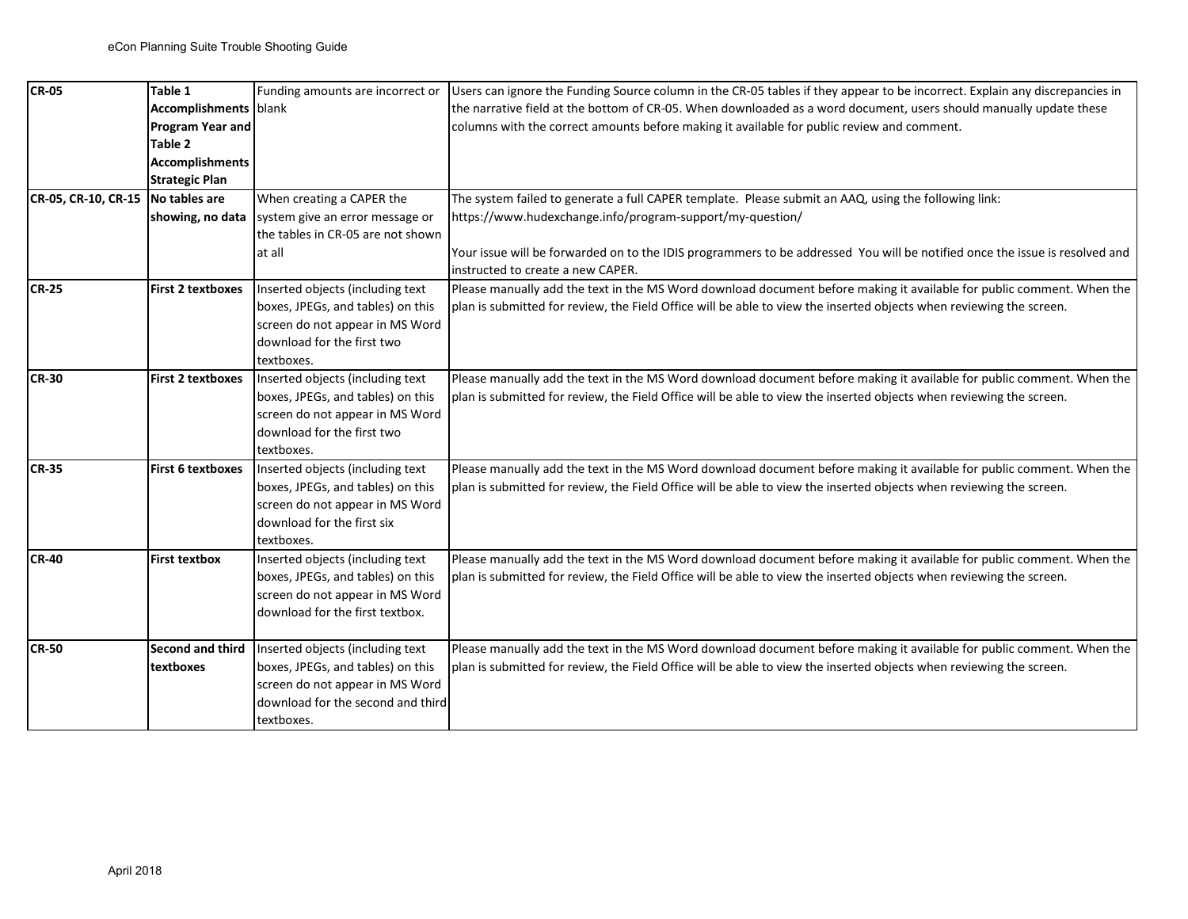| | | | |
|---|---|---|---|
| **CR-05** | **Table 1 Accomplishments Program Year and Table 2 Accomplishments Strategic Plan** | Funding amounts are incorrect or blank | Users can ignore the Funding Source column in the CR-05 tables if they appear to be incorrect. Explain any discrepancies in the narrative field at the bottom of CR-05. When downloaded as a word document, users should manually update these columns with the correct amounts before making it available for public review and comment. |
| **CR-05, CR-10, CR-15** | **No tables are showing, no data** | When creating a CAPER the system give an error message or the tables in CR-05 are not shown at all | The system failed to generate a full CAPER template. Please submit an AAQ, using the following link: https://www.hudexchange.info/program-support/my-question/<br><br>Your issue will be forwarded on to the IDIS programmers to be addressed You will be notified once the issue is resolved and instructed to create a new CAPER. |
| **CR-25** | **First 2 textboxes** | Inserted objects (including text boxes, JPEGs, and tables) on this screen do not appear in MS Word download for the first two textboxes. | Please manually add the text in the MS Word download document before making it available for public comment. When the plan is submitted for review, the Field Office will be able to view the inserted objects when reviewing the screen. |
| **CR-30** | **First 2 textboxes** | Inserted objects (including text boxes, JPEGs, and tables) on this screen do not appear in MS Word download for the first two textboxes. | Please manually add the text in the MS Word download document before making it available for public comment. When the plan is submitted for review, the Field Office will be able to view the inserted objects when reviewing the screen. |
| **CR-35** | **First 6 textboxes** | Inserted objects (including text boxes, JPEGs, and tables) on this screen do not appear in MS Word download for the first six textboxes. | Please manually add the text in the MS Word download document before making it available for public comment. When the plan is submitted for review, the Field Office will be able to view the inserted objects when reviewing the screen. |
| **CR-40** | **First textbox** | Inserted objects (including text boxes, JPEGs, and tables) on this screen do not appear in MS Word download for the first textbox. | Please manually add the text in the MS Word download document before making it available for public comment. When the plan is submitted for review, the Field Office will be able to view the inserted objects when reviewing the screen. |
| **CR-50** | **Second and third textboxes** | Inserted objects (including text boxes, JPEGs, and tables) on this screen do not appear in MS Word download for the second and third textboxes. | Please manually add the text in the MS Word download document before making it available for public comment. When the plan is submitted for review, the Field Office will be able to view the inserted objects when reviewing the screen. |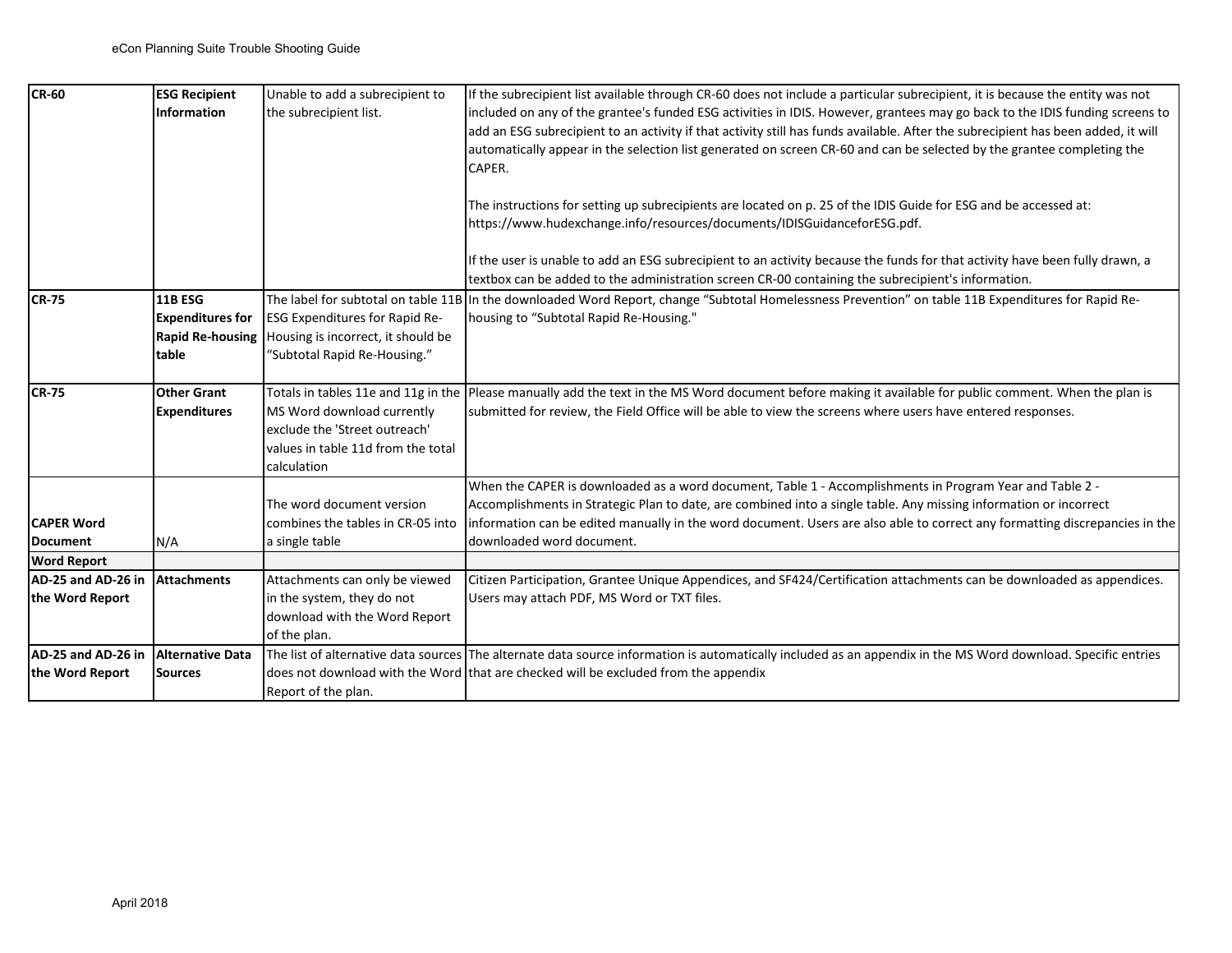| | | | |
|---|---|---|---|
| **CR-60** | **ESG Recipient Information** | Unable to add a subrecipient to the subrecipient list. | If the subrecipient list available through CR-60 does not include a particular subrecipient, it is because the entity was not included on any of the grantee's funded ESG activities in IDIS. However, grantees may go back to the IDIS funding screens to add an ESG subrecipient to an activity if that activity still has funds available. After the subrecipient has been added, it will automatically appear in the selection list generated on screen CR-60 and can be selected by the grantee completing the CAPER.<br><br>The instructions for setting up subrecipients are located on p. 25 of the IDIS Guide for ESG and be accessed at: https://www.hudexchange.info/resources/documents/IDISGuidanceforESG.pdf.<br><br>If the user is unable to add an ESG subrecipient to an activity because the funds for that activity have been fully drawn, a textbox can be added to the administration screen CR-00 containing the subrecipient's information. |
| **CR-75** | **11B ESG Expenditures for Rapid Re-housing table** | The label for subtotal on table 11B ESG Expenditures for Rapid Re-Housing is incorrect, it should be "Subtotal Rapid Re-Housing." | In the downloaded Word Report, change "Subtotal Homelessness Prevention" on table 11B Expenditures for Rapid Re-housing to "Subtotal Rapid Re-Housing." |
| **CR-75** | **Other Grant Expenditures** | Totals in tables 11e and 11g in the MS Word download currently exclude the 'Street outreach' values in table 11d from the total calculation | Please manually add the text in the MS Word document before making it available for public comment. When the plan is submitted for review, the Field Office will be able to view the screens where users have entered responses. |
| **CAPER Word Document** | N/A | The word document version combines the tables in CR-05 into a single table | When the CAPER is downloaded as a word document, Table 1 - Accomplishments in Program Year and Table 2 - Accomplishments in Strategic Plan to date, are combined into a single table. Any missing information or incorrect information can be edited manually in the word document. Users are also able to correct any formatting discrepancies in the downloaded word document. |
| **Word Report** | | | |
| **AD-25 and AD-26 in the Word Report** | **Attachments** | Attachments can only be viewed in the system, they do not download with the Word Report of the plan. | Citizen Participation, Grantee Unique Appendices, and SF424/Certification attachments can be downloaded as appendices. Users may attach PDF, MS Word or TXT files. |
| **AD-25 and AD-26 in the Word Report** | **Alternative Data Sources** | The list of alternative data sources does not download with the Word Report of the plan. | The alternate data source information is automatically included as an appendix in the MS Word download. Specific entries that are checked will be excluded from the appendix |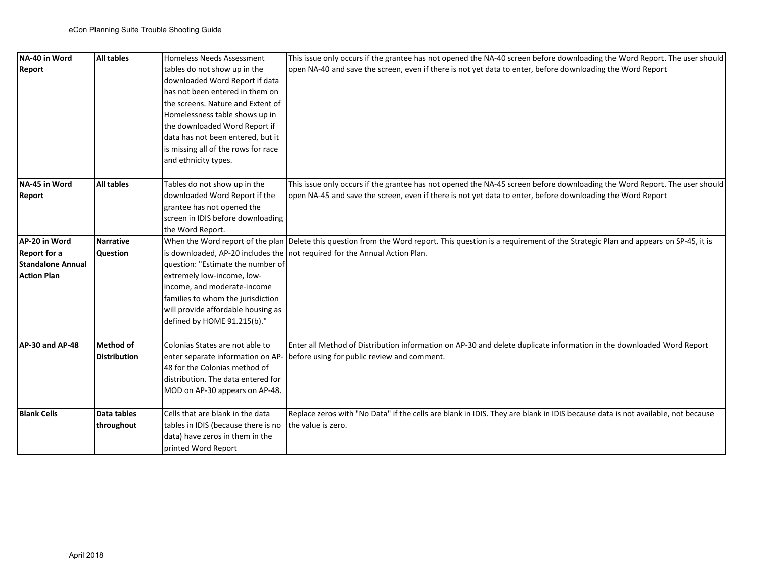| | | | |
|---|---|---|---|
| **NA-40 in Word Report** | **All tables** | Homeless Needs Assessment tables do not show up in the downloaded Word Report if data has not been entered in them on the screens. Nature and Extent of Homelessness table shows up in the downloaded Word Report if data has not been entered, but it is missing all of the rows for race and ethnicity types. | This issue only occurs if the grantee has not opened the NA-40 screen before downloading the Word Report. The user should open NA-40 and save the screen, even if there is not yet data to enter, before downloading the Word Report |
| **NA-45 in Word Report** | **All tables** | Tables do not show up in the downloaded Word Report if the grantee has not opened the screen in IDIS before downloading the Word Report. | This issue only occurs if the grantee has not opened the NA-45 screen before downloading the Word Report. The user should open NA-45 and save the screen, even if there is not yet data to enter, before downloading the Word Report |
| **AP-20 in Word Report for a Standalone Annual Action Plan** | **Narrative Question** | When the Word report of the plan is downloaded, AP-20 includes the question: "Estimate the number of extremely low-income, low-income, and moderate-income families to whom the jurisdiction will provide affordable housing as defined by HOME 91.215(b)." | Delete this question from the Word report. This question is a requirement of the Strategic Plan and appears on SP-45, it is not required for the Annual Action Plan. |
| **AP-30 and AP-48** | **Method of Distribution** | Colonias States are not able to enter separate information on AP-48 for the Colonias method of distribution. The data entered for MOD on AP-30 appears on AP-48. | Enter all Method of Distribution information on AP-30 and delete duplicate information in the downloaded Word Report before using for public review and comment. |
| **Blank Cells** | **Data tables throughout** | Cells that are blank in the data tables in IDIS (because there is no data) have zeros in them in the printed Word Report | Replace zeros with "No Data" if the cells are blank in IDIS. They are blank in IDIS because data is not available, not because the value is zero. |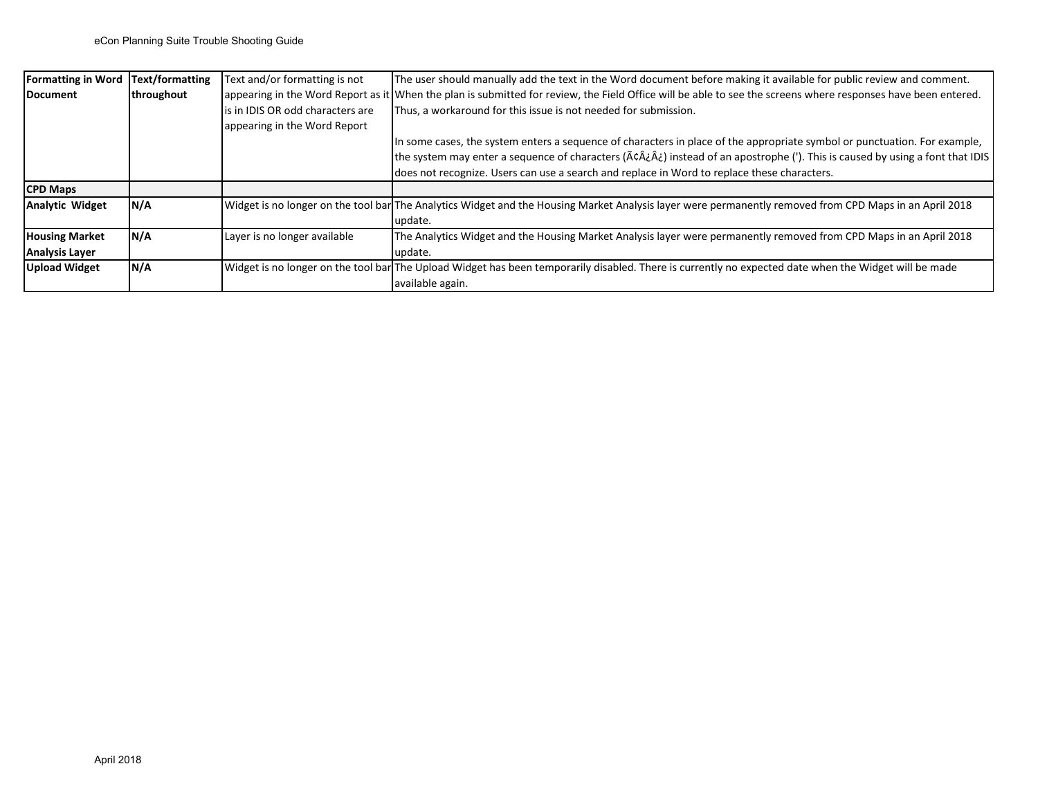| | | | |
|---|---|---|---|
| **Formatting in Word Document** | **Text/formatting throughout** | Text and/or formatting is not appearing in the Word Report as it is in IDIS OR odd characters are appearing in the Word Report | The user should manually add the text in the Word document before making it available for public review and comment. When the plan is submitted for review, the Field Office will be able to see the screens where responses have been entered. Thus, a workaround for this issue is not needed for submission.<br><br>In some cases, the system enters a sequence of characters in place of the appropriate symbol or punctuation. For example, the system may enter a sequence of characters (Ã¢Â¿Â¿) instead of an apostrophe ('). This is caused by using a font that IDIS does not recognize. Users can use a search and replace in Word to replace these characters. |
| **CPD Maps** | | | |
| **Analytic Widget** | **N/A** | Widget is no longer on the tool bar | The Analytics Widget and the Housing Market Analysis layer were permanently removed from CPD Maps in an April 2018 update. |
| **Housing Market Analysis Layer** | **N/A** | Layer is no longer available | The Analytics Widget and the Housing Market Analysis layer were permanently removed from CPD Maps in an April 2018 update. |
| **Upload Widget** | **N/A** | Widget is no longer on the tool bar | The Upload Widget has been temporarily disabled. There is currently no expected date when the Widget will be made available again. |